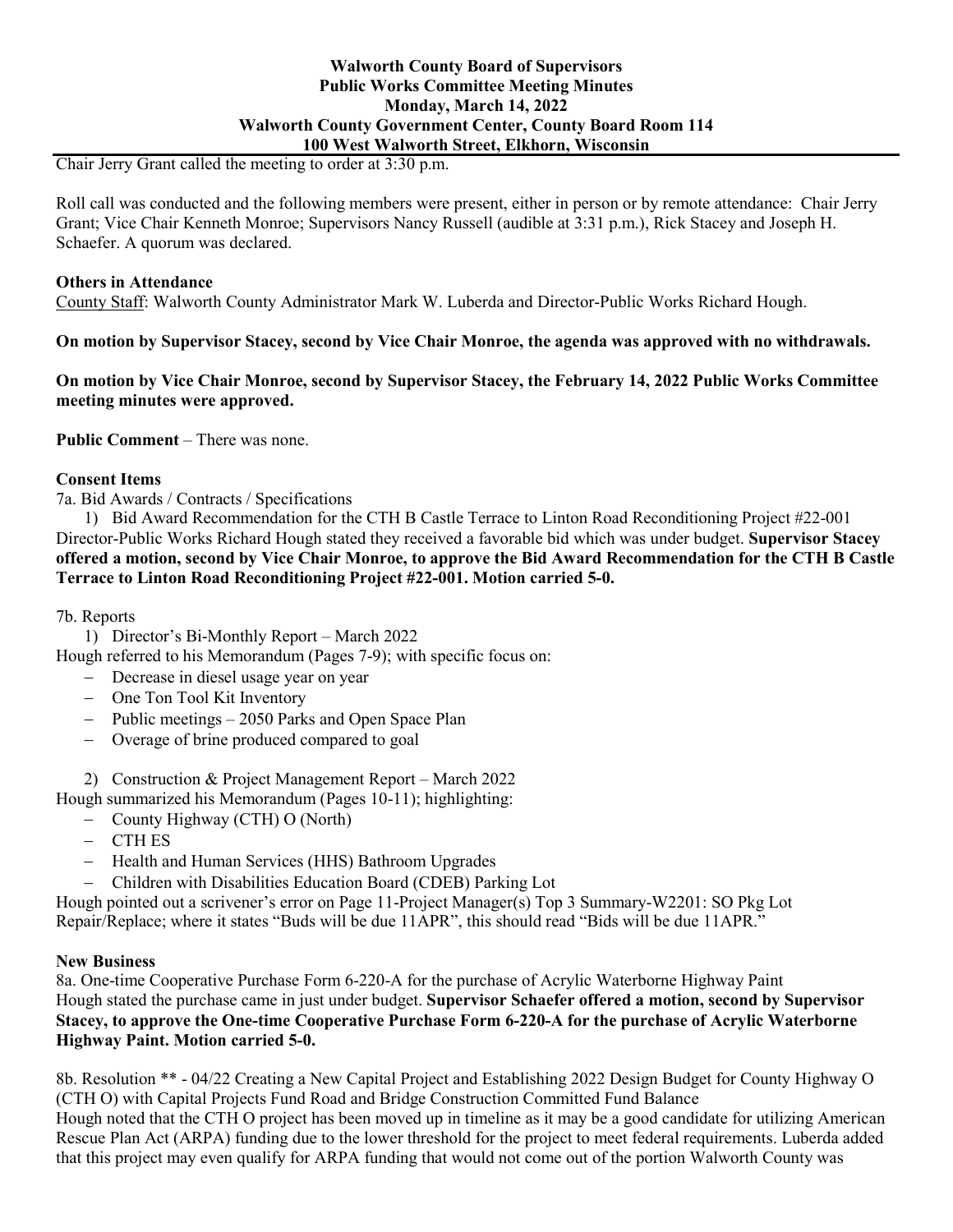**Walworth County Board of Supervisors**
**Public Works Committee Meeting Minutes**
**Monday, March 14, 2022**
**Walworth County Government Center, County Board Room 114**
**100 West Walworth Street, Elkhorn, Wisconsin**

Chair Jerry Grant called the meeting to order at 3:30 p.m.

Roll call was conducted and the following members were present, either in person or by remote attendance: Chair Jerry Grant; Vice Chair Kenneth Monroe; Supervisors Nancy Russell (audible at 3:31 p.m.), Rick Stacey and Joseph H. Schaefer. A quorum was declared.

**Others in Attendance**

County Staff: Walworth County Administrator Mark W. Luberda and Director-Public Works Richard Hough.

**On motion by Supervisor Stacey, second by Vice Chair Monroe, the agenda was approved with no withdrawals.**

**On motion by Vice Chair Monroe, second by Supervisor Stacey, the February 14, 2022 Public Works Committee meeting minutes were approved.**

**Public Comment** – There was none.

**Consent Items**

7a. Bid Awards / Contracts / Specifications

1) Bid Award Recommendation for the CTH B Castle Terrace to Linton Road Reconditioning Project #22-001

Director-Public Works Richard Hough stated they received a favorable bid which was under budget. **Supervisor Stacey offered a motion, second by Vice Chair Monroe, to approve the Bid Award Recommendation for the CTH B Castle Terrace to Linton Road Reconditioning Project #22-001. Motion carried 5-0.**

7b. Reports

1) Director's Bi-Monthly Report – March 2022

Hough referred to his Memorandum (Pages 7-9); with specific focus on:

- Decrease in diesel usage year on year
- One Ton Tool Kit Inventory
- Public meetings – 2050 Parks and Open Space Plan
- Overage of brine produced compared to goal

2) Construction & Project Management Report – March 2022

Hough summarized his Memorandum (Pages 10-11); highlighting:

- County Highway (CTH) O (North)
- CTH ES
- Health and Human Services (HHS) Bathroom Upgrades
- Children with Disabilities Education Board (CDEB) Parking Lot

Hough pointed out a scrivener's error on Page 11-Project Manager(s) Top 3 Summary-W2201: SO Pkg Lot Repair/Replace; where it states "Buds will be due 11APR", this should read "Bids will be due 11APR."

**New Business**

8a. One-time Cooperative Purchase Form 6-220-A for the purchase of Acrylic Waterborne Highway Paint

Hough stated the purchase came in just under budget. **Supervisor Schaefer offered a motion, second by Supervisor Stacey, to approve the One-time Cooperative Purchase Form 6-220-A for the purchase of Acrylic Waterborne Highway Paint. Motion carried 5-0.**

8b. Resolution ** - 04/22 Creating a New Capital Project and Establishing 2022 Design Budget for County Highway O (CTH O) with Capital Projects Fund Road and Bridge Construction Committed Fund Balance

Hough noted that the CTH O project has been moved up in timeline as it may be a good candidate for utilizing American Rescue Plan Act (ARPA) funding due to the lower threshold for the project to meet federal requirements. Luberda added that this project may even qualify for ARPA funding that would not come out of the portion Walworth County was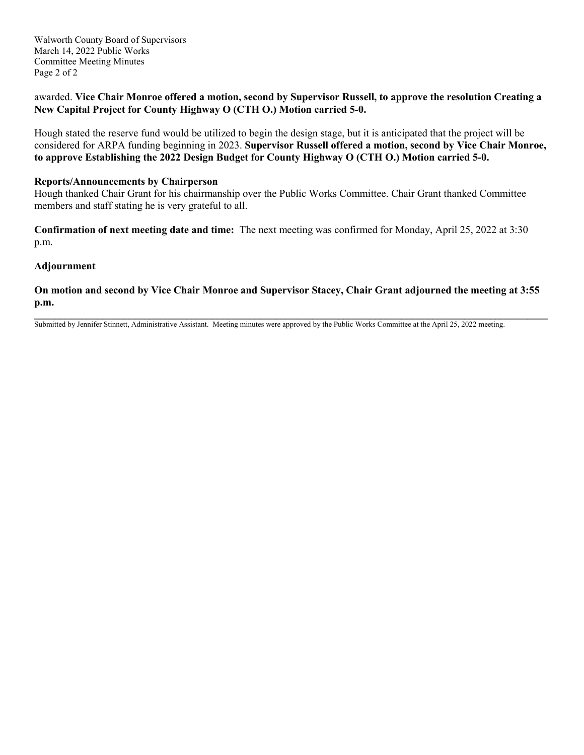awarded. **Vice Chair Monroe offered a motion, second by Supervisor Russell, to approve the resolution Creating a New Capital Project for County Highway O (CTH O.) Motion carried 5-0.**

Hough stated the reserve fund would be utilized to begin the design stage, but it is anticipated that the project will be considered for ARPA funding beginning in 2023. **Supervisor Russell offered a motion, second by Vice Chair Monroe, to approve Establishing the 2022 Design Budget for County Highway O (CTH O.) Motion carried 5-0.**

**Reports/Announcements by Chairperson**

Hough thanked Chair Grant for his chairmanship over the Public Works Committee. Chair Grant thanked Committee members and staff stating he is very grateful to all.

**Confirmation of next meeting date and time:** The next meeting was confirmed for Monday, April 25, 2022 at 3:30 p.m.

**Adjournment**

**On motion and second by Vice Chair Monroe and Supervisor Stacey, Chair Grant adjourned the meeting at 3:55 p.m.**

---

Submitted by Jennifer Stinnett, Administrative Assistant. Meeting minutes were approved by the Public Works Committee at the April 25, 2022 meeting.